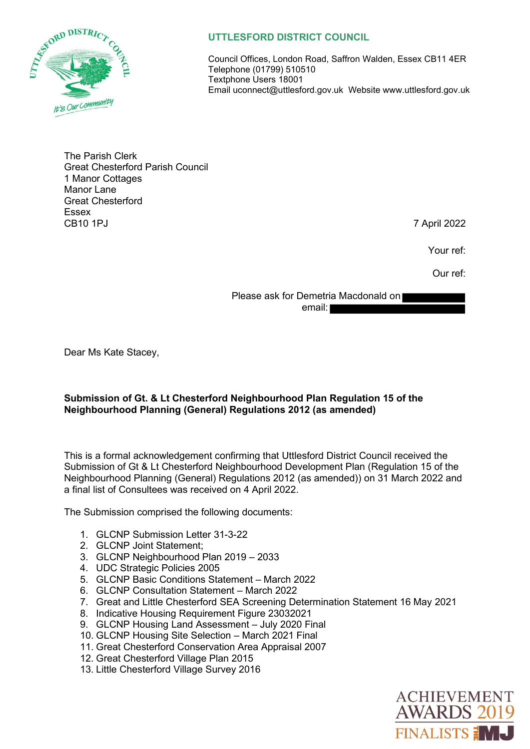**UTTLESFORD DISTRICT COUNCIL**

Council Offices, London Road, Saffron Walden, Essex CB11 4ER
Telephone (01799) 510510
Textphone Users 18001
Email uconnect@uttlesford.gov.uk Website www.uttlesford.gov.uk

The Parish Clerk
Great Chesterford Parish Council
1 Manor Cottages
Manor Lane
Great Chesterford
Essex
CB10 1PJ

7 April 2022

Your ref:

Our ref:

Please ask for Demetria Macdonald on
email:

Dear Ms Kate Stacey,

**Submission of Gt. & Lt Chesterford Neighbourhood Plan Regulation 15 of the Neighbourhood Planning (General) Regulations 2012 (as amended)**

This is a formal acknowledgement confirming that Uttlesford District Council received the Submission of Gt & Lt Chesterford Neighbourhood Development Plan (Regulation 15 of the Neighbourhood Planning (General) Regulations 2012 (as amended)) on 31 March 2022 and a final list of Consultees was received on 4 April 2022.

The Submission comprised the following documents:

1. GLCNP Submission Letter 31-3-22
2. GLCNP Joint Statement;
3. GLCNP Neighbourhood Plan 2019 – 2033
4. UDC Strategic Policies 2005
5. GLCNP Basic Conditions Statement – March 2022
6. GLCNP Consultation Statement – March 2022
7. Great and Little Chesterford SEA Screening Determination Statement 16 May 2021
8. Indicative Housing Requirement Figure 23032021
9. GLCNP Housing Land Assessment – July 2020 Final
10. GLCNP Housing Site Selection – March 2021 Final
11. Great Chesterford Conservation Area Appraisal 2007
12. Great Chesterford Village Plan 2015
13. Little Chesterford Village Survey 2016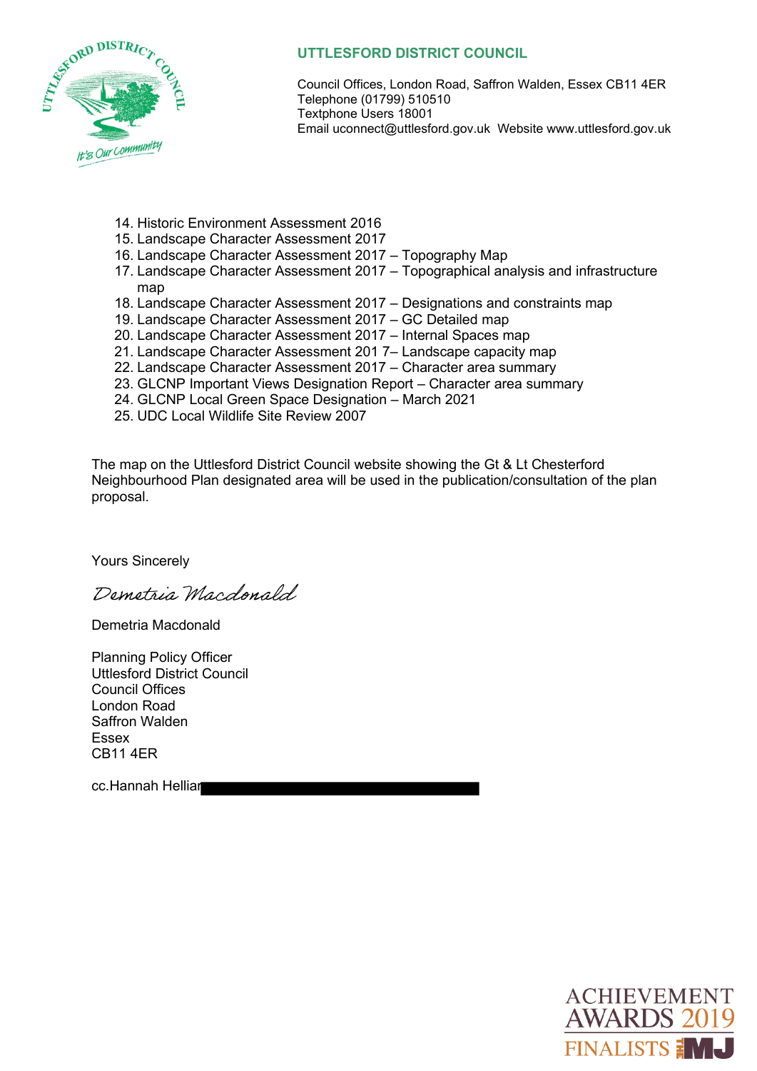**UTTLESFORD DISTRICT COUNCIL**

Council Offices, London Road, Saffron Walden, Essex CB11 4ER
Telephone (01799) 510510
Textphone Users 18001
Email uconnect@uttlesford.gov.uk Website www.uttlesford.gov.uk

14. Historic Environment Assessment 2016
15. Landscape Character Assessment 2017
16. Landscape Character Assessment 2017 – Topography Map
17. Landscape Character Assessment 2017 – Topographical analysis and infrastructure map
18. Landscape Character Assessment 2017 – Designations and constraints map
19. Landscape Character Assessment 2017 – GC Detailed map
20. Landscape Character Assessment 2017 – Internal Spaces map
21. Landscape Character Assessment 201 7– Landscape capacity map
22. Landscape Character Assessment 2017 – Character area summary
23. GLCNP Important Views Designation Report – Character area summary
24. GLCNP Local Green Space Designation – March 2021
25. UDC Local Wildlife Site Review 2007

The map on the Uttlesford District Council website showing the Gt & Lt Chesterford Neighbourhood Plan designated area will be used in the publication/consultation of the plan proposal.

Yours Sincerely

*Demetria Macdonald*

Demetria Macdonald

Planning Policy Officer
Uttlesford District Council
Council Offices
London Road
Saffron Walden
Essex
CB11 4ER

cc.Hannah Hellia

ACHIEVEMENT AWARDS 2019 FINALISTS THE MJ